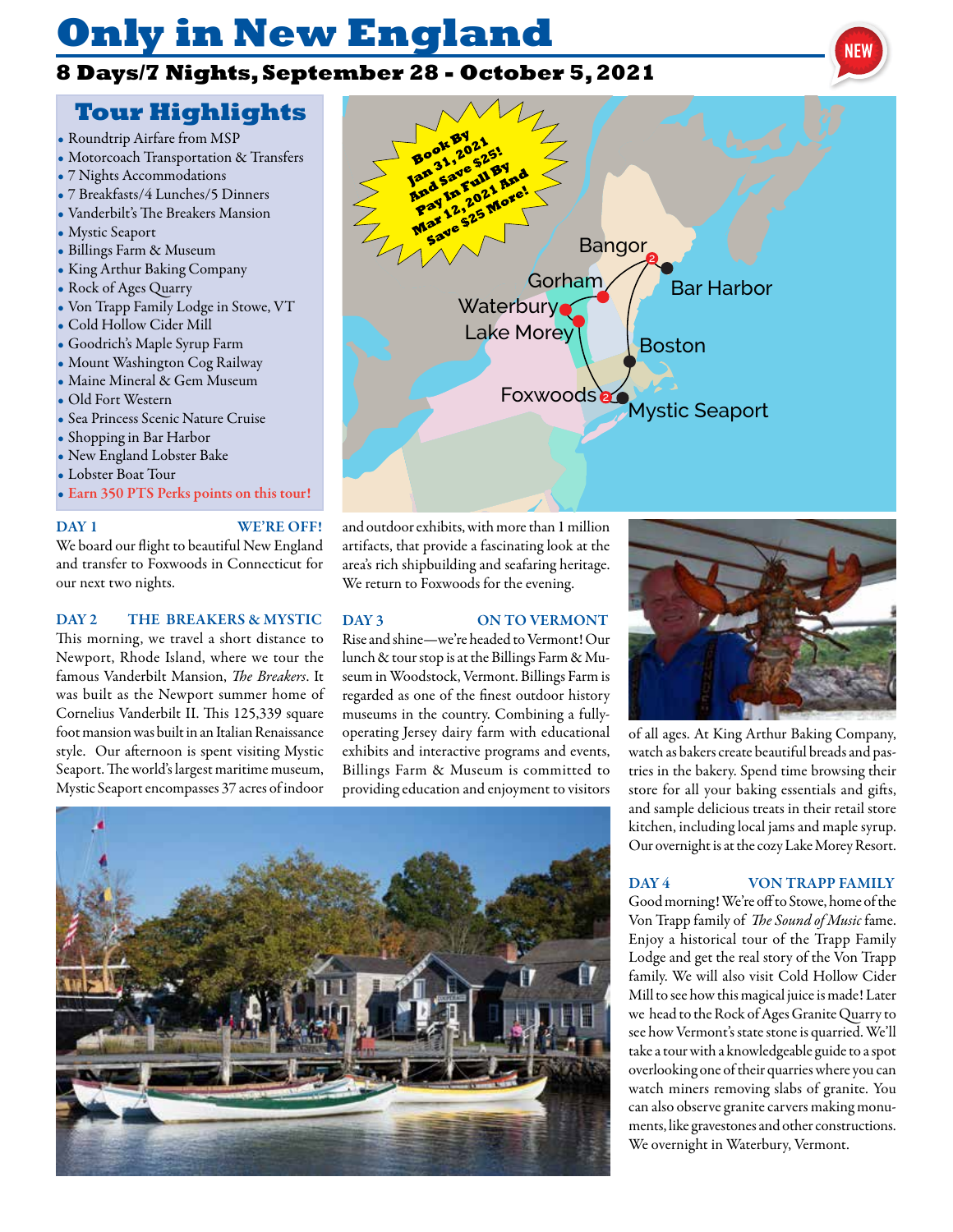# Only in New England

## 8 Days/7 Nights, September 28 - October 5, 2021

NEW

### Tour Highlights

- Roundtrip Airfare from MSP
- Motorcoach Transportation & Transfers
- 7 Nights Accommodations
- 7 Breakfasts/4 Lunches/5 Dinners
- Vanderbilt's The Breakers Mansion
- Mystic Seaport
- Billings Farm & Museum
- King Arthur Baking Company
- Rock of Ages Quarry
- Von Trapp Family Lodge in Stowe, VT
- Cold Hollow Cider Mill
- Goodrich's Maple Syrup Farm
- Mount Washington Cog Railway
- Maine Mineral & Gem Museum
- Old Fort Western
- Sea Princess Scenic Nature Cruise
- Shopping in Bar Harbor
- New England Lobster Bake
- Lobster Boat Tour
- Earn 350 PTS Perks points on this tour!

Book By Jan 31, 2021 And Save $25! And Pay In Full By Mar 12, 2021 And Save $25 More!

Bangor, Gorham, Bar Harbor, Waterbury, Lake Morey, Boston, Foxwoods, Mystic Seaport

**DAY 1 — WE'RE OFF!**
We board our flight to beautiful New England and transfer to Foxwoods in Connecticut for our next two nights.

**DAY 2 — THE BREAKERS & MYSTIC**
This morning, we travel a short distance to Newport, Rhode Island, where we tour the famous Vanderbilt Mansion, *The Breakers*. It was built as the Newport summer home of Cornelius Vanderbilt II. This 125,339 square foot mansion was built in an Italian Renaissance style. Our afternoon is spent visiting Mystic Seaport. The world's largest maritime museum, Mystic Seaport encompasses 37 acres of indoor and outdoor exhibits, with more than 1 million artifacts, that provide a fascinating look at the area's rich shipbuilding and seafaring heritage. We return to Foxwoods for the evening.

**DAY 3 — ON TO VERMONT**
Rise and shine—we're headed to Vermont! Our lunch & tour stop is at the Billings Farm & Museum in Woodstock, Vermont. Billings Farm is regarded as one of the finest outdoor history museums in the country. Combining a fully-operating Jersey dairy farm with educational exhibits and interactive programs and events, Billings Farm & Museum is committed to providing education and enjoyment to visitors of all ages. At King Arthur Baking Company, watch as bakers create beautiful breads and pastries in the bakery. Spend time browsing their store for all your baking essentials and gifts, and sample delicious treats in their retail store kitchen, including local jams and maple syrup. Our overnight is at the cozy Lake Morey Resort.

**DAY 4 — VON TRAPP FAMILY**
Good morning! We're off to Stowe, home of the Von Trapp family of *The Sound of Music* fame. Enjoy a historical tour of the Trapp Family Lodge and get the real story of the Von Trapp family. We will also visit Cold Hollow Cider Mill to see how this magical juice is made! Later we head to the Rock of Ages Granite Quarry to see how Vermont's state stone is quarried. We'll take a tour with a knowledgeable guide to a spot overlooking one of their quarries where you can watch miners removing slabs of granite. You can also observe granite carvers making monuments, like gravestones and other constructions. We overnight in Waterbury, Vermont.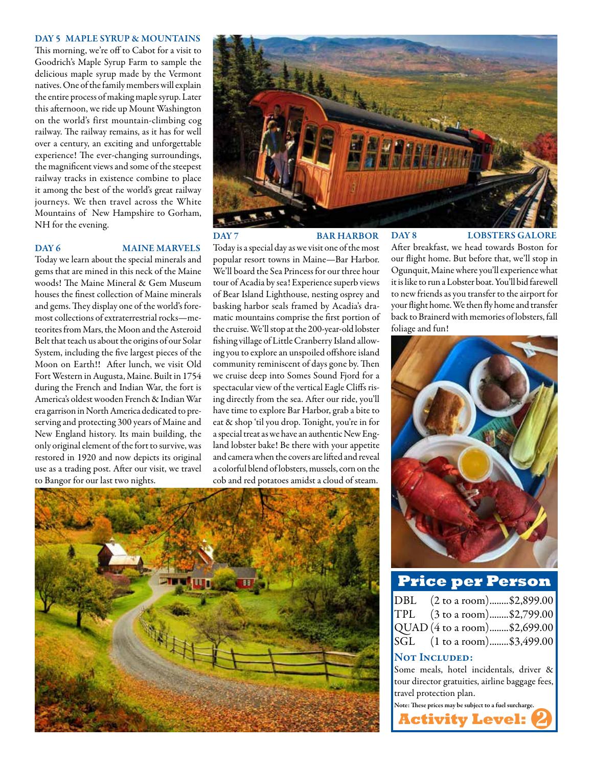## DAY 5 MAPLE SYRUP & MOUNTAINS

This morning, we're off to Cabot for a visit to Goodrich's Maple Syrup Farm to sample the delicious maple syrup made by the Vermont natives. One of the family members will explain the entire process of making maple syrup. Later this afternoon, we ride up Mount Washington on the world's first mountain-climbing cog railway. The railway remains, as it has for well over a century, an exciting and unforgettable experience! The ever-changing surroundings, the magnificent views and some of the steepest railway tracks in existence combine to place it among the best of the world's great railway journeys. We then travel across the White Mountains of New Hampshire to Gorham, NH for the evening.

## DAY 6 MAINE MARVELS

Today we learn about the special minerals and gems that are mined in this neck of the Maine woods! The Maine Mineral & Gem Museum houses the finest collection of Maine minerals and gems. They display one of the world's foremost collections of extraterrestrial rocks—meteorites from Mars, the Moon and the Asteroid Belt that teach us about the origins of our Solar System, including the five largest pieces of the Moon on Earth!! After lunch, we visit Old Fort Western in Augusta, Maine. Built in 1754 during the French and Indian War, the fort is America's oldest wooden French & Indian War era garrison in North America dedicated to preserving and protecting 300 years of Maine and New England history. Its main building, the only original element of the fort to survive, was restored in 1920 and now depicts its original use as a trading post. After our visit, we travel to Bangor for our last two nights.

## DAY 7 BAR HARBOR

Today is a special day as we visit one of the most popular resort towns in Maine—Bar Harbor. We'll board the Sea Princess for our three hour tour of Acadia by sea! Experience superb views of Bear Island Lighthouse, nesting osprey and basking harbor seals framed by Acadia's dramatic mountains comprise the first portion of the cruise. We'll stop at the 200-year-old lobster fishing village of Little Cranberry Island allowing you to explore an unspoiled offshore island community reminiscent of days gone by. Then we cruise deep into Somes Sound Fjord for a spectacular view of the vertical Eagle Cliffs rising directly from the sea. After our ride, you'll have time to explore Bar Harbor, grab a bite to eat & shop 'til you drop. Tonight, you're in for a special treat as we have an authentic New England lobster bake! Be there with your appetite and camera when the covers are lifted and reveal a colorful blend of lobsters, mussels, corn on the cob and red potatoes amidst a cloud of steam.

## DAY 8 LOBSTERS GALORE

After breakfast, we head towards Boston for our flight home. But before that, we'll stop in Ogunquit, Maine where you'll experience what it is like to run a Lobster boat. You'll bid farewell to new friends as you transfer to the airport for your flight home. We then fly home and transfer back to Brainerd with memories of lobsters, fall foliage and fun!

## Price per Person

| | | |
|---|---|---|
| DBL | (2 to a room) | $2,899.00 |
| TPL | (3 to a room) | $2,799.00 |
| QUAD | (4 to a room) | $2,699.00 |
| SGL | (1 to a room) | $3,499.00 |

**Not Included:**

Some meals, hotel incidentals, driver & tour director gratuities, airline baggage fees, travel protection plan.

**Note: These prices may be subject to a fuel surcharge.**

**Activity Level: 2**